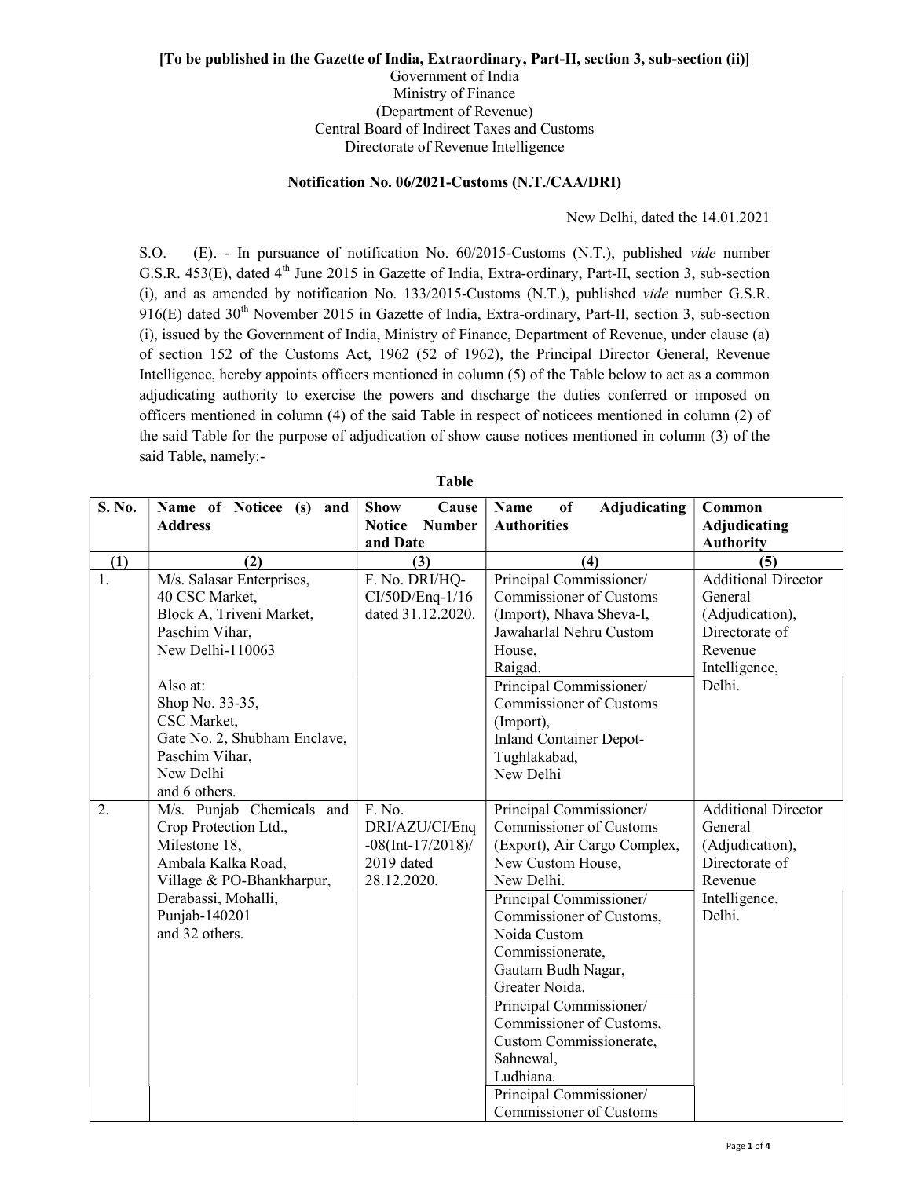**[To be published in the Gazette of India, Extraordinary, Part-II, section 3, sub-section (ii)]**

Government of India
Ministry of Finance
(Department of Revenue)
Central Board of Indirect Taxes and Customs
Directorate of Revenue Intelligence

**Notification No. 06/2021-Customs (N.T./CAA/DRI)**

New Delhi, dated the 14.01.2021

S.O. (E). - In pursuance of notification No. 60/2015-Customs (N.T.), published *vide* number G.S.R. 453(E), dated 4th June 2015 in Gazette of India, Extra-ordinary, Part-II, section 3, sub-section (i), and as amended by notification No. 133/2015-Customs (N.T.), published *vide* number G.S.R. 916(E) dated 30th November 2015 in Gazette of India, Extra-ordinary, Part-II, section 3, sub-section (i), issued by the Government of India, Ministry of Finance, Department of Revenue, under clause (a) of section 152 of the Customs Act, 1962 (52 of 1962), the Principal Director General, Revenue Intelligence, hereby appoints officers mentioned in column (5) of the Table below to act as a common adjudicating authority to exercise the powers and discharge the duties conferred or imposed on officers mentioned in column (4) of the said Table in respect of noticees mentioned in column (2) of the said Table for the purpose of adjudication of show cause notices mentioned in column (3) of the said Table, namely:-

**Table**

| S. No. | Name of Noticee (s) and Address | Show Cause Notice Number and Date | Name of Adjudicating Authorities | Common Adjudicating Authority |
|---|---|---|---|---|
| (1) | (2) | (3) | (4) | (5) |
| 1. | M/s. Salasar Enterprises, 40 CSC Market, Block A, Triveni Market, Paschim Vihar, New Delhi-110063<br><br>Also at:<br>Shop No. 33-35, CSC Market, Gate No. 2, Shubham Enclave, Paschim Vihar, New Delhi and 6 others. | F. No. DRI/HQ-CI/50D/Enq-1/16 dated 31.12.2020. | Principal Commissioner/ Commissioner of Customs (Import), Nhava Sheva-I, Jawaharlal Nehru Custom House, Raigad. | Additional Director General (Adjudication), Directorate of Revenue Intelligence, Delhi. |
| | | | Principal Commissioner/ Commissioner of Customs (Import), Inland Container Depot-Tughlakabad, New Delhi | |
| 2. | M/s. Punjab Chemicals and Crop Protection Ltd., Milestone 18, Ambala Kalka Road, Village & PO-Bhankharpur, Derabassi, Mohalli, Punjab-140201 and 32 others. | F. No. DRI/AZU/CI/Enq-08(Int-17/2018)/2019 dated 28.12.2020. | Principal Commissioner/ Commissioner of Customs (Export), Air Cargo Complex, New Custom House, New Delhi. | Additional Director General (Adjudication), Directorate of Revenue Intelligence, Delhi. |
| | | | Principal Commissioner/ Commissioner of Customs, Noida Custom Commissionerate, Gautam Budh Nagar, Greater Noida. | |
| | | | Principal Commissioner/ Commissioner of Customs, Custom Commissionerate, Sahnewal, Ludhiana. | |
| | | | Principal Commissioner/ Commissioner of Customs | |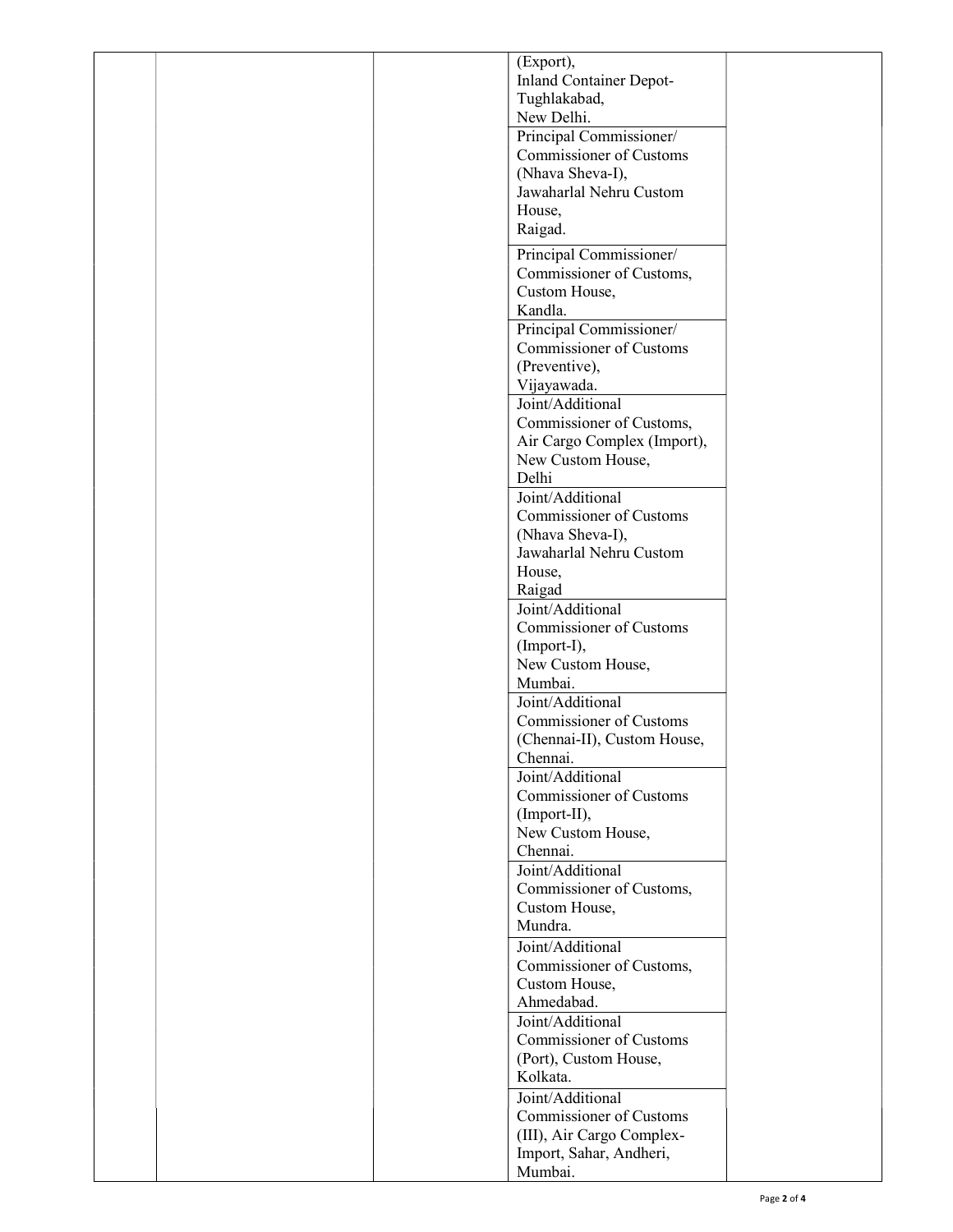| | | | | |
|---|---|---|---|---|
| | | | (Export), Inland Container Depot-Tughlakabad, New Delhi. | |
| | | | Principal Commissioner/ Commissioner of Customs (Nhava Sheva-I), Jawaharlal Nehru Custom House, Raigad. | |
| | | | Principal Commissioner/ Commissioner of Customs, Custom House, Kandla. | |
| | | | Principal Commissioner/ Commissioner of Customs (Preventive), Vijayawada. | |
| | | | Joint/Additional Commissioner of Customs, Air Cargo Complex (Import), New Custom House, Delhi | |
| | | | Joint/Additional Commissioner of Customs (Nhava Sheva-I), Jawaharlal Nehru Custom House, Raigad | |
| | | | Joint/Additional Commissioner of Customs (Import-I), New Custom House, Mumbai. | |
| | | | Joint/Additional Commissioner of Customs (Chennai-II), Custom House, Chennai. | |
| | | | Joint/Additional Commissioner of Customs (Import-II), New Custom House, Chennai. | |
| | | | Joint/Additional Commissioner of Customs, Custom House, Mundra. | |
| | | | Joint/Additional Commissioner of Customs, Custom House, Ahmedabad. | |
| | | | Joint/Additional Commissioner of Customs (Port), Custom House, Kolkata. | |
| | | | Joint/Additional Commissioner of Customs (III), Air Cargo Complex-Import, Sahar, Andheri, Mumbai. | |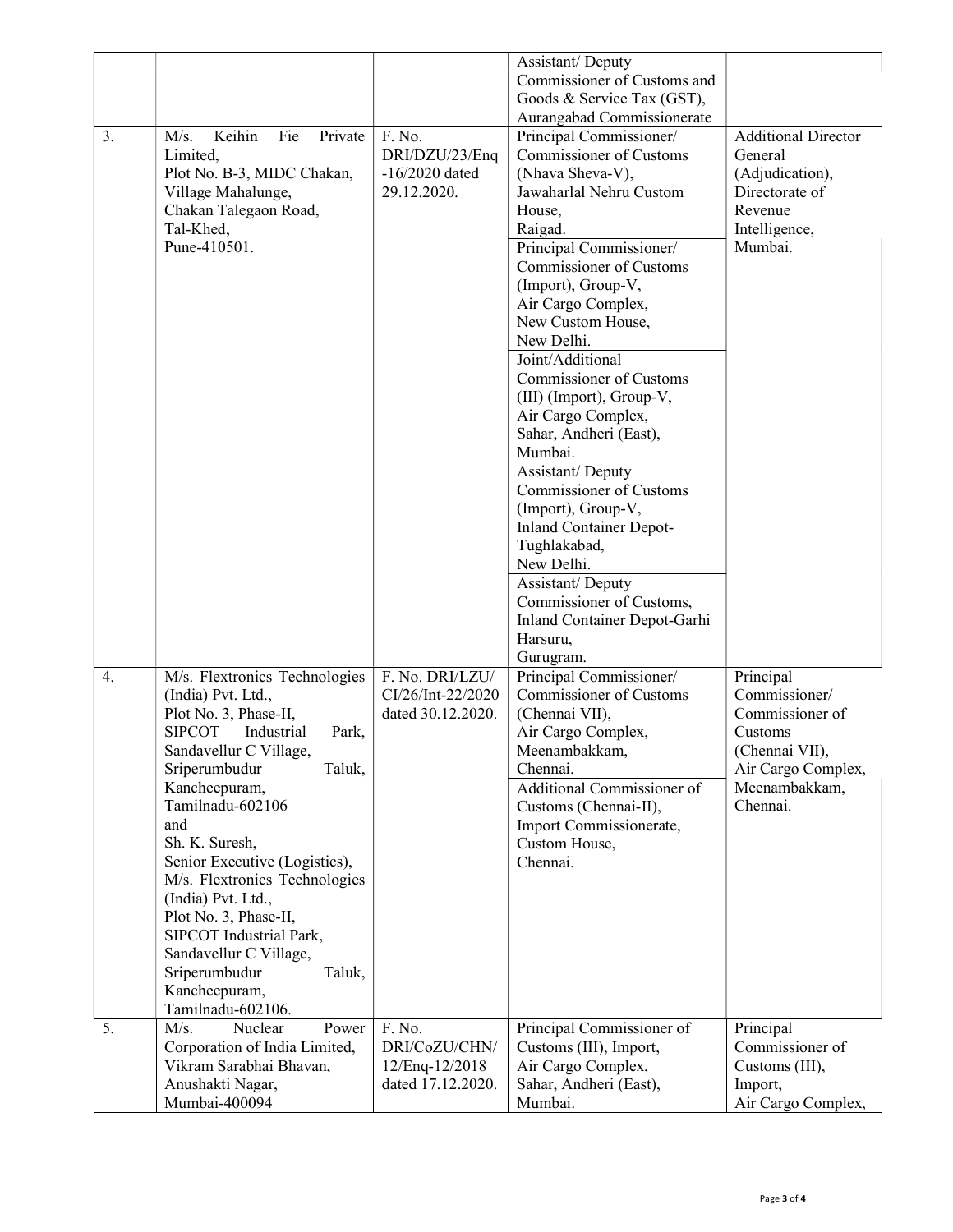| | | | | |
|---|---|---|---|---|
| | | | Assistant/ Deputy Commissioner of Customs and Goods & Service Tax (GST), Aurangabad Commissionerate | |
| 3. | M/s. Keihin Fie Private Limited, Plot No. B-3, MIDC Chakan, Village Mahalunge, Chakan Talegaon Road, Tal-Khed, Pune-410501. | F. No. DRI/DZU/23/Enq -16/2020 dated 29.12.2020. | Principal Commissioner/ Commissioner of Customs (Nhava Sheva-V), Jawaharlal Nehru Custom House, Raigad. | Additional Director General (Adjudication), Directorate of Revenue Intelligence, Mumbai. |
| | | | Principal Commissioner/ Commissioner of Customs (Import), Group-V, Air Cargo Complex, New Custom House, New Delhi. | |
| | | | Joint/Additional Commissioner of Customs (III) (Import), Group-V, Air Cargo Complex, Sahar, Andheri (East), Mumbai. | |
| | | | Assistant/ Deputy Commissioner of Customs (Import), Group-V, Inland Container Depot-Tughlakabad, New Delhi. | |
| | | | Assistant/ Deputy Commissioner of Customs, Inland Container Depot-Garhi Harsuru, Gurugram. | |
| 4. | M/s. Flextronics Technologies (India) Pvt. Ltd., Plot No. 3, Phase-II, SIPCOT Industrial Park, Sandavellur C Village, Sriperumbudur Taluk, Kancheepuram, Tamilnadu-602106 and Sh. K. Suresh, Senior Executive (Logistics), M/s. Flextronics Technologies (India) Pvt. Ltd., Plot No. 3, Phase-II, SIPCOT Industrial Park, Sandavellur C Village, Sriperumbudur Taluk, Kancheepuram, Tamilnadu-602106. | F. No. DRI/LZU/ CI/26/Int-22/2020 dated 30.12.2020. | Principal Commissioner/ Commissioner of Customs (Chennai VII), Air Cargo Complex, Meenambakkam, Chennai. | Principal Commissioner/ Commissioner of Customs (Chennai VII), Air Cargo Complex, Meenambakkam, Chennai. |
| | | | Additional Commissioner of Customs (Chennai-II), Import Commissionerate, Custom House, Chennai. | |
| 5. | M/s. Nuclear Power Corporation of India Limited, Vikram Sarabhai Bhavan, Anushakti Nagar, Mumbai-400094 | F. No. DRI/CoZU/CHN/ 12/Enq-12/2018 dated 17.12.2020. | Principal Commissioner of Customs (III), Import, Air Cargo Complex, Sahar, Andheri (East), Mumbai. | Principal Commissioner of Customs (III), Import, Air Cargo Complex, |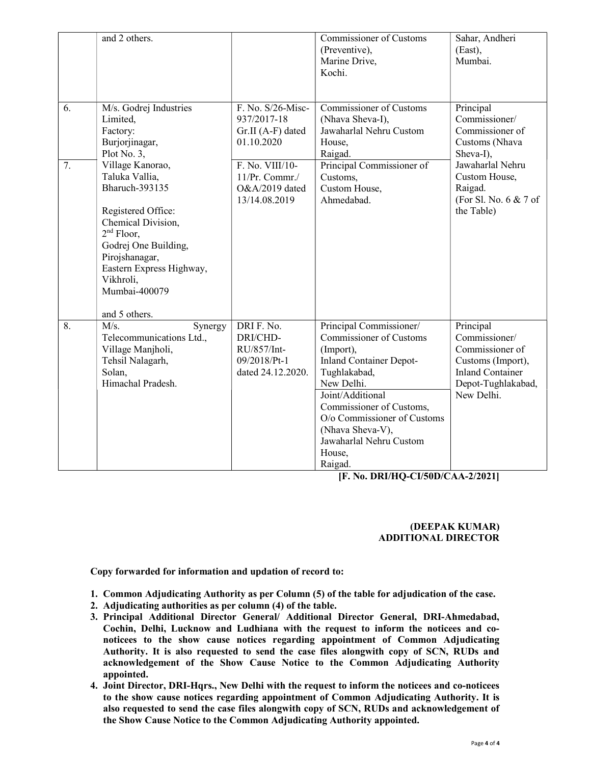| | | | | |
|---|---|---|---|---|
| | and 2 others. | | Commissioner of Customs (Preventive), Marine Drive, Kochi. | Sahar, Andheri (East), Mumbai. |
| 6. | M/s. Godrej Industries Limited, Factory: Burjorjinagar, Plot No. 3, Village Kanorao, Taluka Vallia, Bharuch-393135<br><br>Registered Office: Chemical Division, 2[nd] Floor, Godrej One Building, Pirojshanagar, Eastern Express Highway, Vikhroli, Mumbai-400079<br><br>and 5 others. | F. No. S/26-Misc-937/2017-18 Gr.II (A-F) dated 01.10.2020 | Commissioner of Customs (Nhava Sheva-I), Jawaharlal Nehru Custom House, Raigad. | Principal Commissioner/ Commissioner of Customs (Nhava Sheva-I), Jawaharlal Nehru Custom House, Raigad. (For Sl. No. 6 & 7 of the Table) |
| 7. | | F. No. VIII/10-11/Pr. Commr./ O&A/2019 dated 13/14.08.2019 | Principal Commissioner of Customs, Custom House, Ahmedabad. | |
| 8. | M/s. Synergy Telecommunications Ltd., Village Manjholi, Tehsil Nalagarh, Solan, Himachal Pradesh. | DRI F. No. DRI/CHD-RU/857/Int-09/2018/Pt-1 dated 24.12.2020. | Principal Commissioner/ Commissioner of Customs (Import), Inland Container Depot-Tughlakabad, New Delhi.<br><br>Joint/Additional Commissioner of Customs, O/o Commissioner of Customs (Nhava Sheva-V), Jawaharlal Nehru Custom House, Raigad. | Principal Commissioner/ Commissioner of Customs (Import), Inland Container Depot-Tughlakabad, New Delhi. |

**[F. No. DRI/HQ-CI/50D/CAA-2/2021]**

**(DEEPAK KUMAR)**
**ADDITIONAL DIRECTOR**

**Copy forwarded for information and updation of record to:**

1. **Common Adjudicating Authority as per Column (5) of the table for adjudication of the case.**
2. **Adjudicating authorities as per column (4) of the table.**
3. **Principal Additional Director General/ Additional Director General, DRI-Ahmedabad, Cochin, Delhi, Lucknow and Ludhiana with the request to inform the noticees and co-noticees to the show cause notices regarding appointment of Common Adjudicating Authority. It is also requested to send the case files alongwith copy of SCN, RUDs and acknowledgement of the Show Cause Notice to the Common Adjudicating Authority appointed.**
4. **Joint Director, DRI-Hqrs., New Delhi with the request to inform the noticees and co-noticees to the show cause notices regarding appointment of Common Adjudicating Authority. It is also requested to send the case files alongwith copy of SCN, RUDs and acknowledgement of the Show Cause Notice to the Common Adjudicating Authority appointed.**